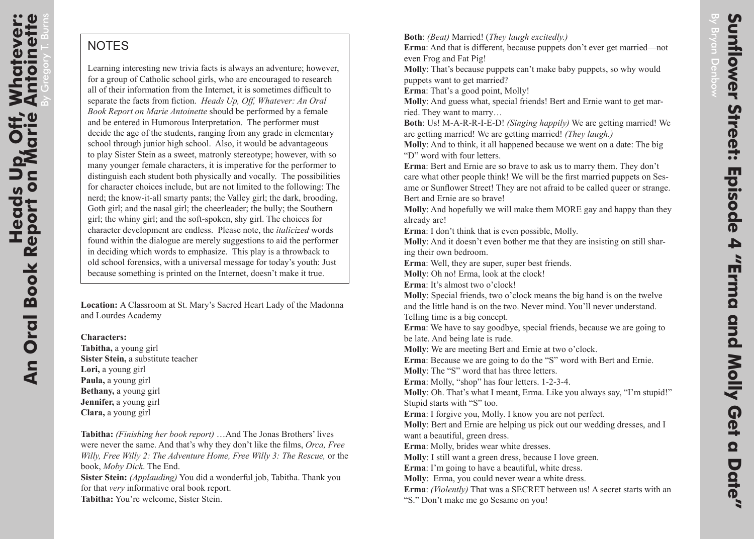# Heads Up, Off, Whatever: An Oral Book Report on Marie Antoinette

By Gregory T. Burns

## NOTES

Learning interesting new trivia facts is always an adventure; however, for a group of Catholic school girls, who are encouraged to research all of their information from the Internet, it is sometimes difficult to separate the facts from fiction. *Heads Up, Off, Whatever: An Oral Book Report on Marie Antoinette* should be performed by a female and be entered in Humorous Interpretation. The performer must decide the age of the students, ranging from any grade in elementary school through junior high school. Also, it would be advantageous to play Sister Stein as a sweet, matronly stereotype; however, with so many younger female characters, it is imperative for the performer to distinguish each student both physically and vocally. The possibilities for character choices include, but are not limited to the following: The nerd; the know-it-all smarty pants; the Valley girl; the dark, brooding, Goth girl; and the nasal girl; the cheerleader; the bully; the Southern girl; the whiny girl; and the soft-spoken, shy girl. The choices for character development are endless. Please note, the *italicized* words found within the dialogue are merely suggestions to aid the performer in deciding which words to emphasize. This play is a throwback to old school forensics, with a universal message for today's youth: Just because something is printed on the Internet, doesn't make it true.

**Location:** A Classroom at St. Mary's Sacred Heart Lady of the Madonna and Lourdes Academy

**Characters:**
**Tabitha,** a young girl
**Sister Stein,** a substitute teacher
**Lori,** a young girl
**Paula,** a young girl
**Bethany,** a young girl
**Jennifer,** a young girl
**Clara,** a young girl

**Tabitha:** *(Finishing her book report)* …And The Jonas Brothers' lives were never the same. And that's why they don't like the films, *Orca, Free Willy, Free Willy 2: The Adventure Home, Free Willy 3: The Rescue,* or the book, *Moby Dick*. The End.

**Sister Stein:** *(Applauding)* You did a wonderful job, Tabitha. Thank you for that *very* informative oral book report.

**Tabitha:** You're welcome, Sister Stein.

# Sunflower Street: Episode 4 "Erma and Molly Get a Date"

By Bryan Denbow

**Both**: *(Beat)* Married! (*They laugh excitedly.)*

**Erma**: And that is different, because puppets don't ever get married—not even Frog and Fat Pig!

**Molly**: That's because puppets can't make baby puppets, so why would puppets want to get married?

**Erma**: That's a good point, Molly!

**Molly**: And guess what, special friends! Bert and Ernie want to get married. They want to marry…

**Both**: Us! M-A-R-R-I-E-D! *(Singing happily)* We are getting married! We are getting married! We are getting married! *(They laugh.)*

**Molly**: And to think, it all happened because we went on a date: The big "D" word with four letters.

**Erma**: Bert and Ernie are so brave to ask us to marry them. They don't care what other people think! We will be the first married puppets on Sesame or Sunflower Street! They are not afraid to be called queer or strange. Bert and Ernie are so brave!

**Molly**: And hopefully we will make them MORE gay and happy than they already are!

**Erma**: I don't think that is even possible, Molly.

**Molly**: And it doesn't even bother me that they are insisting on still sharing their own bedroom.

**Erma**: Well, they are super, super best friends.

**Molly**: Oh no! Erma, look at the clock!

**Erma**: It's almost two o'clock!

**Molly**: Special friends, two o'clock means the big hand is on the twelve and the little hand is on the two. Never mind. You'll never understand. Telling time is a big concept.

**Erma**: We have to say goodbye, special friends, because we are going to be late. And being late is rude.

**Molly**: We are meeting Bert and Ernie at two o'clock.

**Erma**: Because we are going to do the "S" word with Bert and Ernie.

**Molly**: The "S" word that has three letters.

**Erma**: Molly, "shop" has four letters. 1-2-3-4.

**Molly**: Oh. That's what I meant, Erma. Like you always say, "I'm stupid!" Stupid starts with "S" too.

**Erma**: I forgive you, Molly. I know you are not perfect.

**Molly**: Bert and Ernie are helping us pick out our wedding dresses, and I want a beautiful, green dress.

**Erma**: Molly, brides wear white dresses.

**Molly**: I still want a green dress, because I love green.

**Erma**: I'm going to have a beautiful, white dress.

**Molly**: Erma, you could never wear a white dress.

**Erma**: *(Violently)* That was a SECRET between us! A secret starts with an "S." Don't make me go Sesame on you!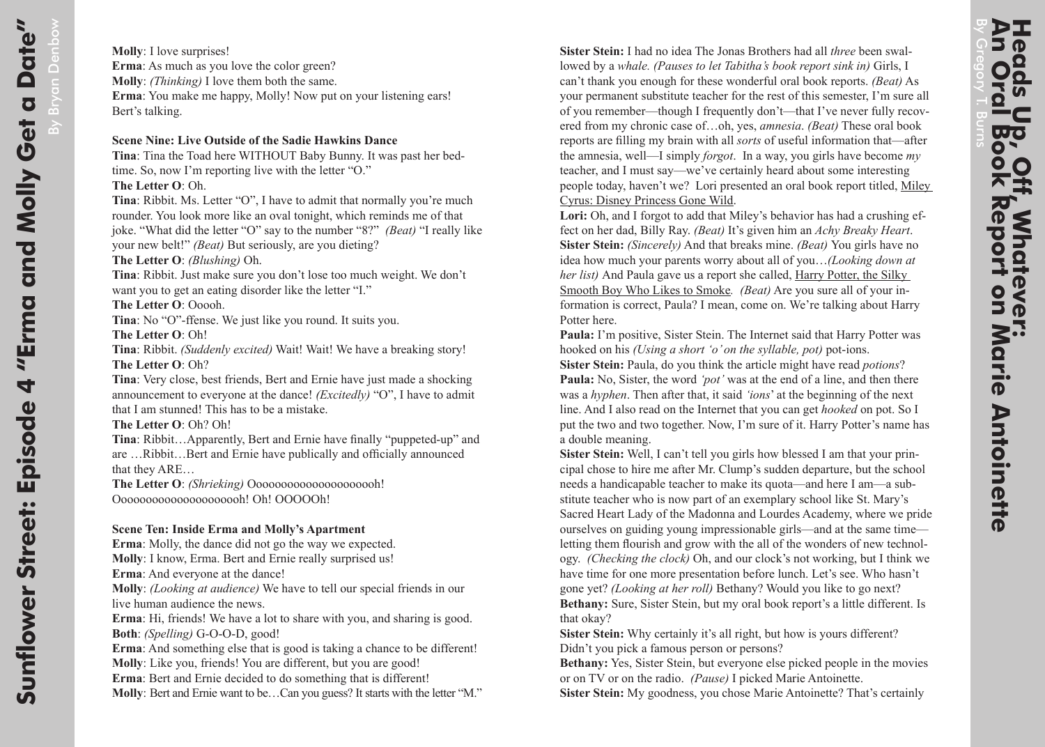**Molly**: I love surprises!
**Erma**: As much as you love the color green?
**Molly**: *(Thinking)* I love them both the same.
**Erma**: You make me happy, Molly! Now put on your listening ears! Bert's talking.

**Scene Nine: Live Outside of the Sadie Hawkins Dance**

**Tina**: Tina the Toad here WITHOUT Baby Bunny. It was past her bedtime. So, now I'm reporting live with the letter "O."
**The Letter O**: Oh.
**Tina**: Ribbit. Ms. Letter "O", I have to admit that normally you're much rounder. You look more like an oval tonight, which reminds me of that joke. "What did the letter "O" say to the number "8?" *(Beat)* "I really like your new belt!" *(Beat)* But seriously, are you dieting?
**The Letter O**: *(Blushing)* Oh.
**Tina**: Ribbit. Just make sure you don't lose too much weight. We don't want you to get an eating disorder like the letter "I."
**The Letter O**: Ooooh.
**Tina**: No "O"-ffense. We just like you round. It suits you.
**The Letter O**: Oh!
**Tina**: Ribbit. *(Suddenly excited)* Wait! Wait! We have a breaking story!
**The Letter O**: Oh?
**Tina**: Very close, best friends, Bert and Ernie have just made a shocking announcement to everyone at the dance! *(Excitedly)* "O", I have to admit that I am stunned! This has to be a mistake.
**The Letter O**: Oh? Oh!
**Tina**: Ribbit…Apparently, Bert and Ernie have finally "puppeted-up" and are …Ribbit…Bert and Ernie have publically and officially announced that they ARE…
**The Letter O**: *(Shrieking)* Ooooooooooooooooooooh! Ooooooooooooooooooooh! Oh! OOOOOh!

**Scene Ten: Inside Erma and Molly's Apartment**

**Erma**: Molly, the dance did not go the way we expected.
**Molly**: I know, Erma. Bert and Ernie really surprised us!
**Erma**: And everyone at the dance!
**Molly**: *(Looking at audience)* We have to tell our special friends in our live human audience the news.
**Erma**: Hi, friends! We have a lot to share with you, and sharing is good.
**Both**: *(Spelling)* G-O-O-D, good!
**Erma**: And something else that is good is taking a chance to be different!
**Molly**: Like you, friends! You are different, but you are good!
**Erma**: Bert and Ernie decided to do something that is different!
**Molly**: Bert and Ernie want to be…Can you guess? It starts with the letter "M."

**Sister Stein:** I had no idea The Jonas Brothers had all *three* been swallowed by a *whale. (Pauses to let Tabitha's book report sink in)* Girls, I can't thank you enough for these wonderful oral book reports. *(Beat)* As your permanent substitute teacher for the rest of this semester, I'm sure all of you remember—though I frequently don't—that I've never fully recovered from my chronic case of…oh, yes, *amnesia*. *(Beat)* These oral book reports are filling my brain with all *sorts* of useful information that—after the amnesia, well—I simply *forgot*. In a way, you girls have become *my* teacher, and I must say—we've certainly heard about some interesting people today, haven't we? Lori presented an oral book report titled, <u>Miley Cyrus: Disney Princess Gone Wild</u>.
**Lori:** Oh, and I forgot to add that Miley's behavior has had a crushing effect on her dad, Billy Ray. *(Beat)* It's given him an *Achy Breaky Heart*.
**Sister Stein:** *(Sincerely)* And that breaks mine. *(Beat)* You girls have no idea how much your parents worry about all of you…*(Looking down at her list)* And Paula gave us a report she called, <u>Harry Potter, the Silky Smooth Boy Who Likes to Smoke</u>. *(Beat)* Are you sure all of your information is correct, Paula? I mean, come on. We're talking about Harry Potter here.
**Paula:** I'm positive, Sister Stein. The Internet said that Harry Potter was hooked on his *(Using a short 'o' on the syllable, pot)* pot-ions.
**Sister Stein:** Paula, do you think the article might have read *potions*?
**Paula:** No, Sister, the word *'pot'* was at the end of a line, and then there was a *hyphen*. Then after that, it said *'ions'* at the beginning of the next line. And I also read on the Internet that you can get *hooked* on pot. So I put the two and two together. Now, I'm sure of it. Harry Potter's name has a double meaning.
**Sister Stein:** Well, I can't tell you girls how blessed I am that your principal chose to hire me after Mr. Clump's sudden departure, but the school needs a handicapable teacher to make its quota—and here I am—a substitute teacher who is now part of an exemplary school like St. Mary's Sacred Heart Lady of the Madonna and Lourdes Academy, where we pride ourselves on guiding young impressionable girls—and at the same time—letting them flourish and grow with the all of the wonders of new technology. *(Checking the clock)* Oh, and our clock's not working, but I think we have time for one more presentation before lunch. Let's see. Who hasn't gone yet? *(Looking at her roll)* Bethany? Would you like to go next?
**Bethany:** Sure, Sister Stein, but my oral book report's a little different. Is that okay?
**Sister Stein:** Why certainly it's all right, but how is yours different? Didn't you pick a famous person or persons?
**Bethany:** Yes, Sister Stein, but everyone else picked people in the movies or on TV or on the radio. *(Pause)* I picked Marie Antoinette.
**Sister Stein:** My goodness, you chose Marie Antoinette? That's certainly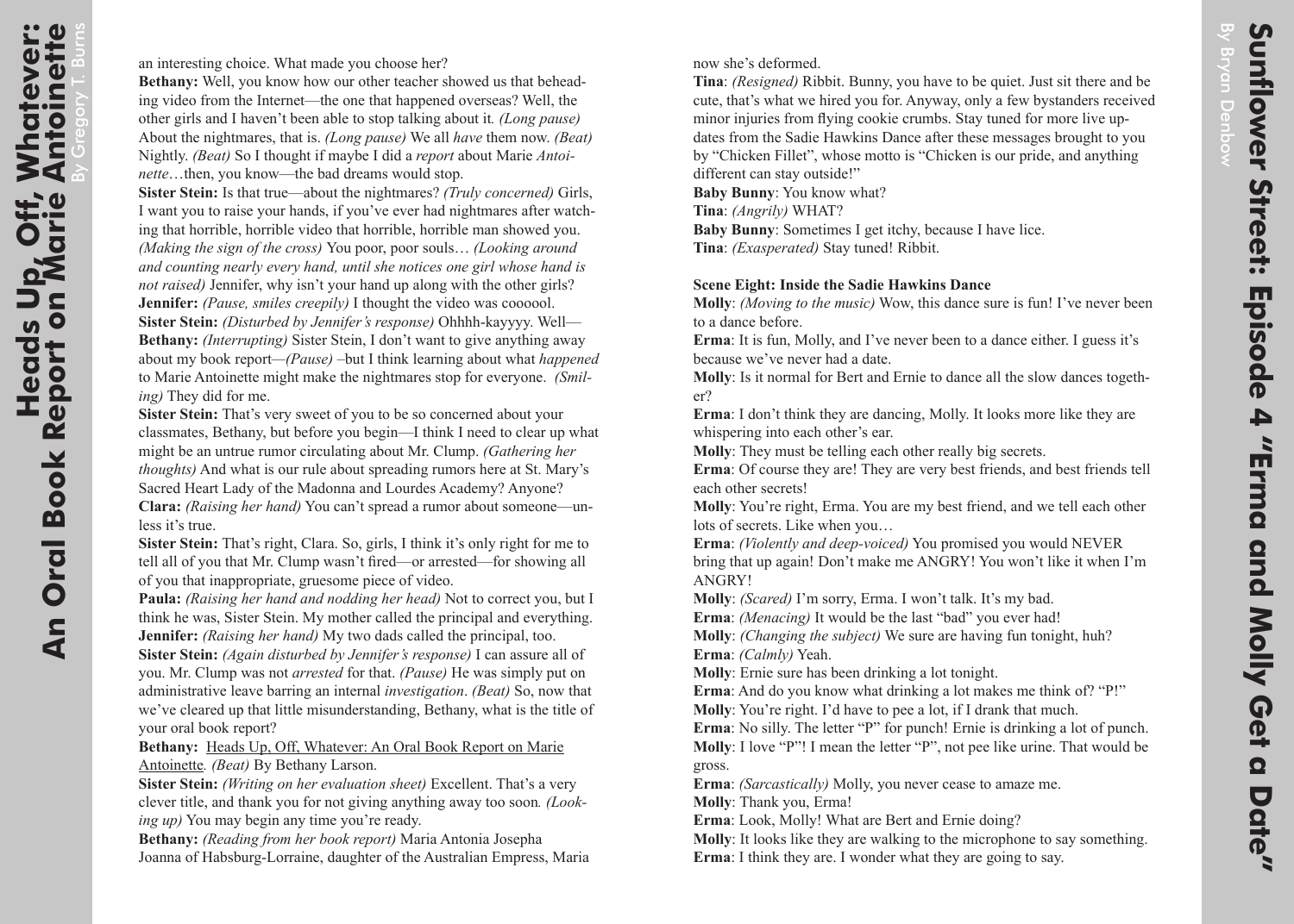an interesting choice. What made you choose her?

**Bethany:** Well, you know how our other teacher showed us that beheading video from the Internet—the one that happened overseas? Well, the other girls and I haven't been able to stop talking about it. *(Long pause)* About the nightmares, that is. *(Long pause)* We all *have* them now. *(Beat)* Nightly. *(Beat)* So I thought if maybe I did a *report* about Marie *Antoinette*…then, you know—the bad dreams would stop.

**Sister Stein:** Is that true—about the nightmares? *(Truly concerned)* Girls, I want you to raise your hands, if you've ever had nightmares after watching that horrible, horrible video that horrible, horrible man showed you. *(Making the sign of the cross)* You poor, poor souls… *(Looking around and counting nearly every hand, until she notices one girl whose hand is not raised)* Jennifer, why isn't your hand up along with the other girls?

**Jennifer:** *(Pause, smiles creepily)* I thought the video was coooool.

**Sister Stein:** *(Disturbed by Jennifer's response)* Ohhhh-kayyyy. Well—

**Bethany:** *(Interrupting)* Sister Stein, I don't want to give anything away about my book report—*(Pause)* –but I think learning about what *happened* to Marie Antoinette might make the nightmares stop for everyone. *(Smiling)* They did for me.

**Sister Stein:** That's very sweet of you to be so concerned about your classmates, Bethany, but before you begin—I think I need to clear up what might be an untrue rumor circulating about Mr. Clump. *(Gathering her thoughts)* And what is our rule about spreading rumors here at St. Mary's Sacred Heart Lady of the Madonna and Lourdes Academy? Anyone?

**Clara:** *(Raising her hand)* You can't spread a rumor about someone—unless it's true.

**Sister Stein:** That's right, Clara. So, girls, I think it's only right for me to tell all of you that Mr. Clump wasn't fired—or arrested—for showing all of you that inappropriate, gruesome piece of video.

**Paula:** *(Raising her hand and nodding her head)* Not to correct you, but I think he was, Sister Stein. My mother called the principal and everything.

**Jennifer:** *(Raising her hand)* My two dads called the principal, too.

**Sister Stein:** *(Again disturbed by Jennifer's response)* I can assure all of you. Mr. Clump was not *arrested* for that. *(Pause)* He was simply put on administrative leave barring an internal *investigation*. *(Beat)* So, now that we've cleared up that little misunderstanding, Bethany, what is the title of your oral book report?

**Bethany:** Heads Up, Off, Whatever: An Oral Book Report on Marie Antoinette. *(Beat)* By Bethany Larson.

**Sister Stein:** *(Writing on her evaluation sheet)* Excellent. That's a very clever title, and thank you for not giving anything away too soon. *(Looking up)* You may begin any time you're ready.

**Bethany:** *(Reading from her book report)* Maria Antonia Josepha Joanna of Habsburg-Lorraine, daughter of the Australian Empress, Maria

now she's deformed.

**Tina**: *(Resigned)* Ribbit. Bunny, you have to be quiet. Just sit there and be cute, that's what we hired you for. Anyway, only a few bystanders received minor injuries from flying cookie crumbs. Stay tuned for more live updates from the Sadie Hawkins Dance after these messages brought to you by "Chicken Fillet", whose motto is "Chicken is our pride, and anything different can stay outside!"

**Baby Bunny**: You know what?

**Tina**: *(Angrily)* WHAT?

**Baby Bunny**: Sometimes I get itchy, because I have lice.

**Tina**: *(Exasperated)* Stay tuned! Ribbit.

**Scene Eight: Inside the Sadie Hawkins Dance**

**Molly**: *(Moving to the music)* Wow, this dance sure is fun! I've never been to a dance before.

**Erma**: It is fun, Molly, and I've never been to a dance either. I guess it's because we've never had a date.

**Molly**: Is it normal for Bert and Ernie to dance all the slow dances together?

**Erma**: I don't think they are dancing, Molly. It looks more like they are whispering into each other's ear.

**Molly**: They must be telling each other really big secrets.

**Erma**: Of course they are! They are very best friends, and best friends tell each other secrets!

**Molly**: You're right, Erma. You are my best friend, and we tell each other lots of secrets. Like when you…

**Erma**: *(Violently and deep-voiced)* You promised you would NEVER bring that up again! Don't make me ANGRY! You won't like it when I'm ANGRY!

**Molly**: *(Scared)* I'm sorry, Erma. I won't talk. It's my bad.

**Erma**: *(Menacing)* It would be the last "bad" you ever had!

**Molly**: *(Changing the subject)* We sure are having fun tonight, huh?

**Erma**: *(Calmly)* Yeah.

**Molly**: Ernie sure has been drinking a lot tonight.

**Erma**: And do you know what drinking a lot makes me think of? "P!"

**Molly**: You're right. I'd have to pee a lot, if I drank that much.

**Erma**: No silly. The letter "P" for punch! Ernie is drinking a lot of punch.

**Molly**: I love "P"! I mean the letter "P", not pee like urine. That would be gross.

**Erma**: *(Sarcastically)* Molly, you never cease to amaze me.

**Molly**: Thank you, Erma!

**Erma**: Look, Molly! What are Bert and Ernie doing?

**Molly**: It looks like they are walking to the microphone to say something.

**Erma**: I think they are. I wonder what they are going to say.